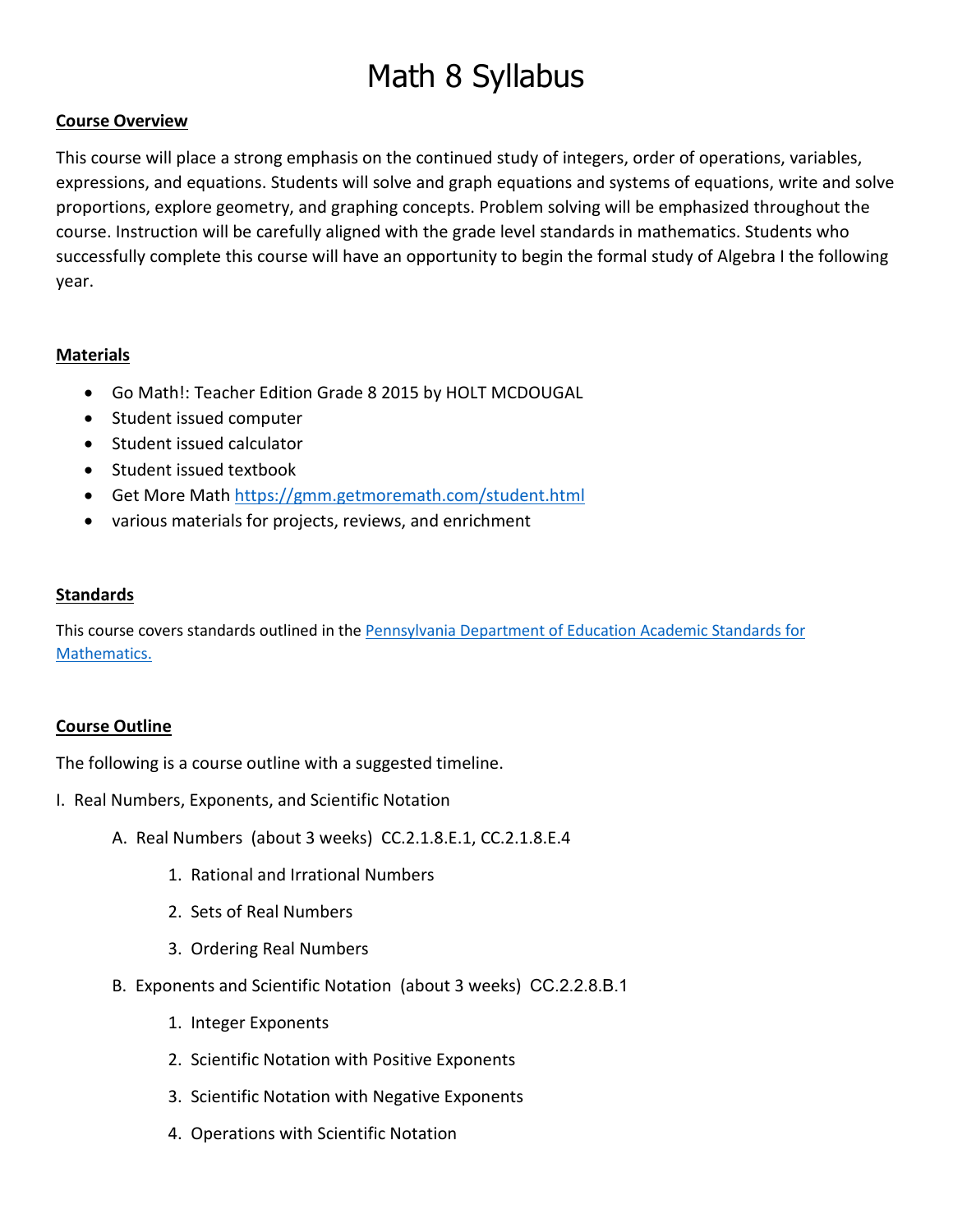# Math 8 Syllabus

**Course Overview**

This course will place a strong emphasis on the continued study of integers, order of operations, variables, expressions, and equations. Students will solve and graph equations and systems of equations, write and solve proportions, explore geometry, and graphing concepts. Problem solving will be emphasized throughout the course. Instruction will be carefully aligned with the grade level standards in mathematics. Students who successfully complete this course will have an opportunity to begin the formal study of Algebra I the following year.

**Materials**

- Go Math!: Teacher Edition Grade 8 2015 by HOLT MCDOUGAL
- Student issued computer
- Student issued calculator
- Student issued textbook
- Get More Math [https://gmm.getmoremath.com/student.html](https://gmm.getmoremath.com/student.html)
- various materials for projects, reviews, and enrichment

**Standards**

This course covers standards outlined in the [Pennsylvania Department of Education Academic Standards for Mathematics.]()

**Course Outline**

The following is a course outline with a suggested timeline.

I. Real Numbers, Exponents, and Scientific Notation

  A. Real Numbers (about 3 weeks) CC.2.1.8.E.1, CC.2.1.8.E.4

    1. Rational and Irrational Numbers
    2. Sets of Real Numbers
    3. Ordering Real Numbers

  B. Exponents and Scientific Notation (about 3 weeks) CC.2.2.8.B.1

    1. Integer Exponents
    2. Scientific Notation with Positive Exponents
    3. Scientific Notation with Negative Exponents
    4. Operations with Scientific Notation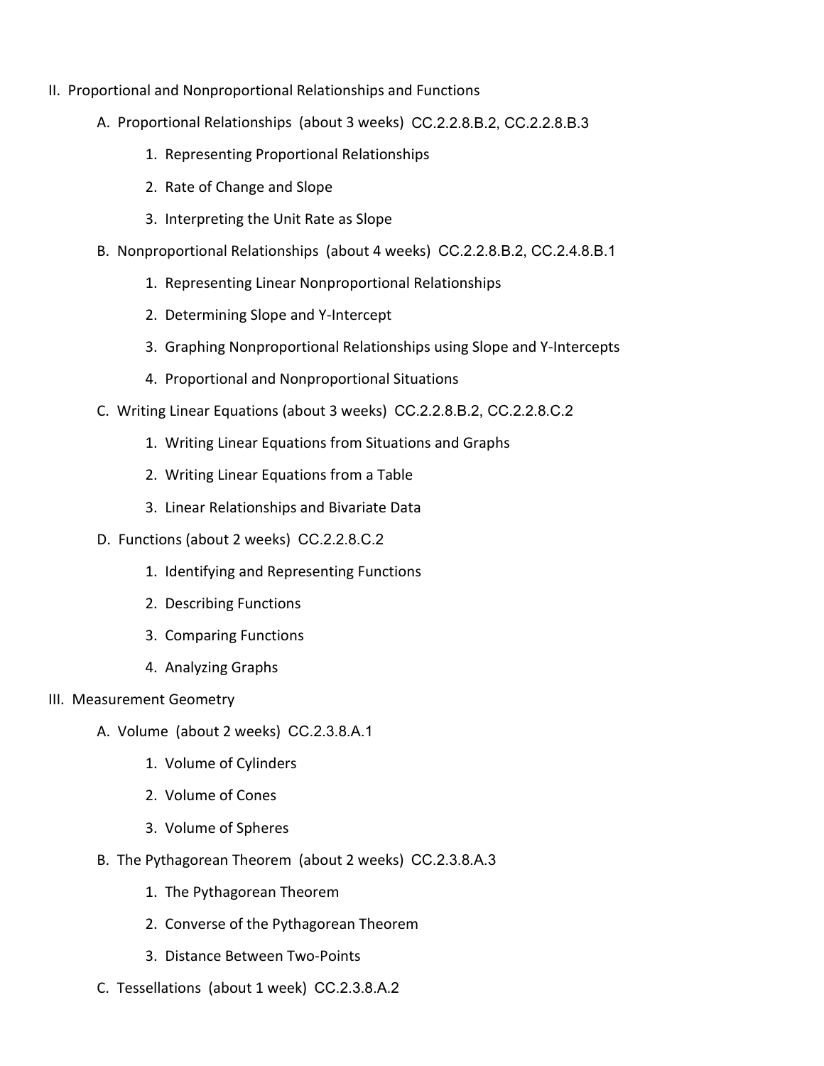II. Proportional and Nonproportional Relationships and Functions

  A. Proportional Relationships (about 3 weeks) CC.2.2.8.B.2, CC.2.2.8.B.3

    1. Representing Proportional Relationships

    2. Rate of Change and Slope

    3. Interpreting the Unit Rate as Slope

  B. Nonproportional Relationships (about 4 weeks) CC.2.2.8.B.2, CC.2.4.8.B.1

    1. Representing Linear Nonproportional Relationships

    2. Determining Slope and Y-Intercept

    3. Graphing Nonproportional Relationships using Slope and Y-Intercepts

    4. Proportional and Nonproportional Situations

  C. Writing Linear Equations (about 3 weeks) CC.2.2.8.B.2, CC.2.2.8.C.2

    1. Writing Linear Equations from Situations and Graphs

    2. Writing Linear Equations from a Table

    3. Linear Relationships and Bivariate Data

  D. Functions (about 2 weeks) CC.2.2.8.C.2

    1. Identifying and Representing Functions

    2. Describing Functions

    3. Comparing Functions

    4. Analyzing Graphs

III. Measurement Geometry

  A. Volume (about 2 weeks) CC.2.3.8.A.1

    1. Volume of Cylinders

    2. Volume of Cones

    3. Volume of Spheres

  B. The Pythagorean Theorem (about 2 weeks) CC.2.3.8.A.3

    1. The Pythagorean Theorem

    2. Converse of the Pythagorean Theorem

    3. Distance Between Two-Points

  C. Tessellations (about 1 week) CC.2.3.8.A.2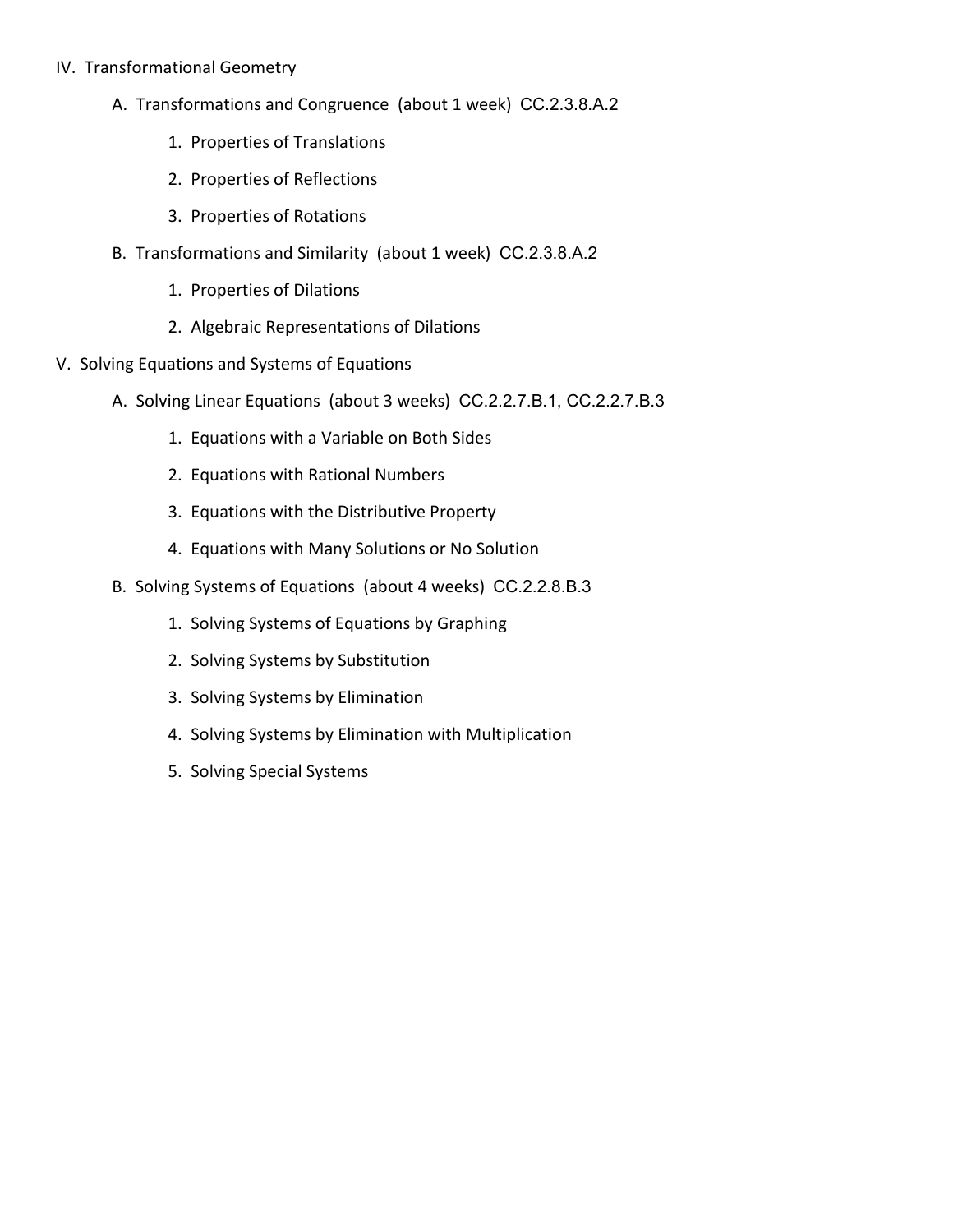IV. Transformational Geometry

- A. Transformations and Congruence (about 1 week) CC.2.3.8.A.2
    1. Properties of Translations
    2. Properties of Reflections
    3. Properties of Rotations
- B. Transformations and Similarity (about 1 week) CC.2.3.8.A.2
    1. Properties of Dilations
    2. Algebraic Representations of Dilations

V. Solving Equations and Systems of Equations

- A. Solving Linear Equations (about 3 weeks) CC.2.2.7.B.1, CC.2.2.7.B.3
    1. Equations with a Variable on Both Sides
    2. Equations with Rational Numbers
    3. Equations with the Distributive Property
    4. Equations with Many Solutions or No Solution
- B. Solving Systems of Equations (about 4 weeks) CC.2.2.8.B.3
    1. Solving Systems of Equations by Graphing
    2. Solving Systems by Substitution
    3. Solving Systems by Elimination
    4. Solving Systems by Elimination with Multiplication
    5. Solving Special Systems